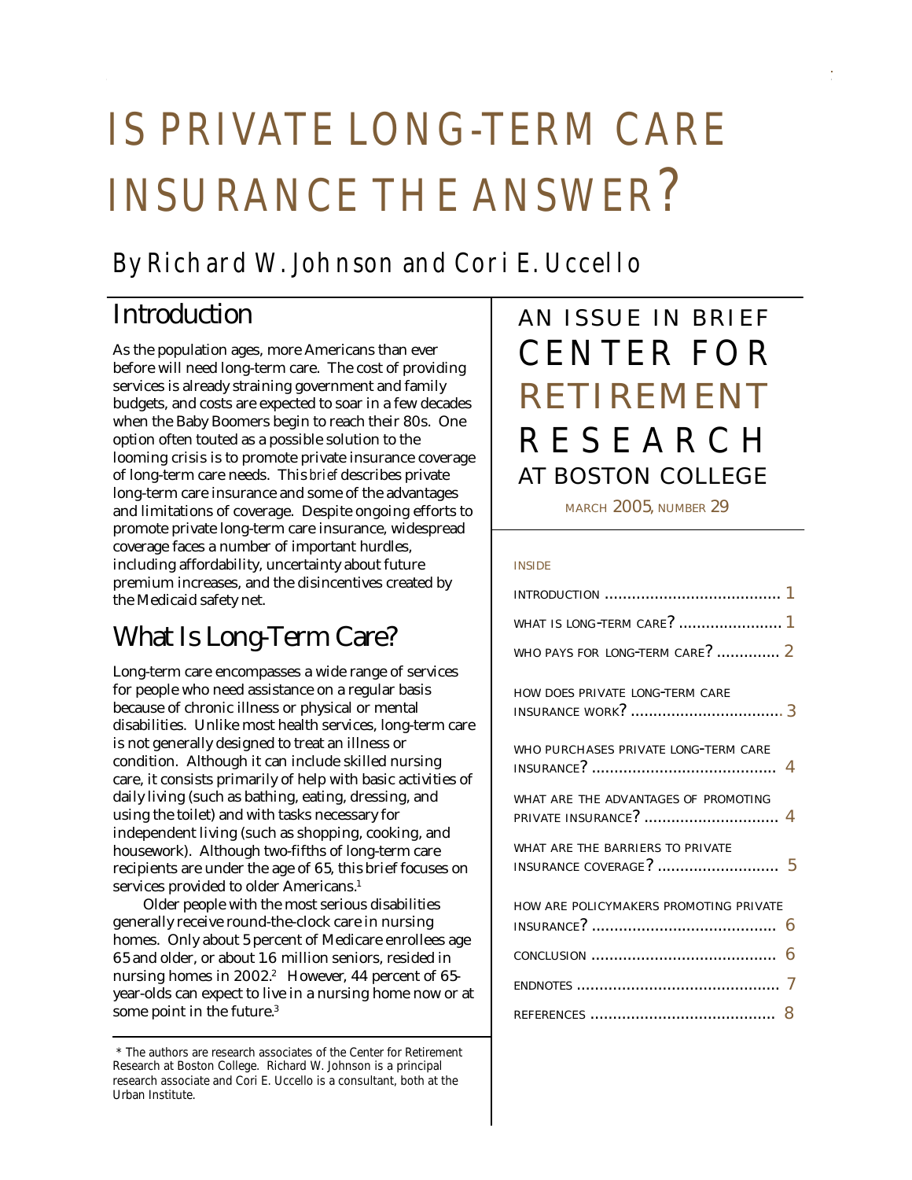# IS PRIVATE LONG-TERM CARE INSURANCE THE ANSWER?

## By Richard W. Johnson and Cori E. Uccello

AN ISSUE IN BRIEF

CENTER FOR RETIREMENT RESEARCH AT BOSTON COLLEGE

MARCH 2005, NUMBER 29

INSIDE

| | |
|---|---|
| INTRODUCTION | 1 |
| WHAT IS LONG-TERM CARE? | 1 |
| WHO PAYS FOR LONG-TERM CARE? | 2 |
| HOW DOES PRIVATE LONG-TERM CARE INSURANCE WORK? | 3 |
| WHO PURCHASES PRIVATE LONG-TERM CARE INSURANCE? | 4 |
| WHAT ARE THE ADVANTAGES OF PROMOTING PRIVATE INSURANCE? | 4 |
| WHAT ARE THE BARRIERS TO PRIVATE INSURANCE COVERAGE? | 5 |
| HOW ARE POLICYMAKERS PROMOTING PRIVATE INSURANCE? | 6 |
| CONCLUSION | 6 |
| ENDNOTES | 7 |
| REFERENCES | 8 |

## Introduction

As the population ages, more Americans than ever before will need long-term care. The cost of providing services is already straining government and family budgets, and costs are expected to soar in a few decades when the Baby Boomers begin to reach their 80s. One option often touted as a possible solution to the looming crisis is to promote private insurance coverage of long-term care needs. This *brief* describes private long-term care insurance and some of the advantages and limitations of coverage. Despite ongoing efforts to promote private long-term care insurance, widespread coverage faces a number of important hurdles, including affordability, uncertainty about future premium increases, and the disincentives created by the Medicaid safety net.

## What Is Long-Term Care?

Long-term care encompasses a wide range of services for people who need assistance on a regular basis because of chronic illness or physical or mental disabilities. Unlike most health services, long-term care is not generally designed to treat an illness or condition. Although it can include skilled nursing care, it consists primarily of help with basic activities of daily living (such as bathing, eating, dressing, and using the toilet) and with tasks necessary for independent living (such as shopping, cooking, and housework). Although two-fifths of long-term care recipients are under the age of 65, this brief focuses on services provided to older Americans.[1]

Older people with the most serious disabilities generally receive round-the-clock care in nursing homes. Only about 5 percent of Medicare enrollees age 65 and older, or about 1.6 million seniors, resided in nursing homes in 2002.[2] However, 44 percent of 65-year-olds can expect to live in a nursing home now or at some point in the future.[3]

\* The authors are research associates of the Center for Retirement Research at Boston College. Richard W. Johnson is a principal research associate and Cori E. Uccello is a consultant, both at the Urban Institute.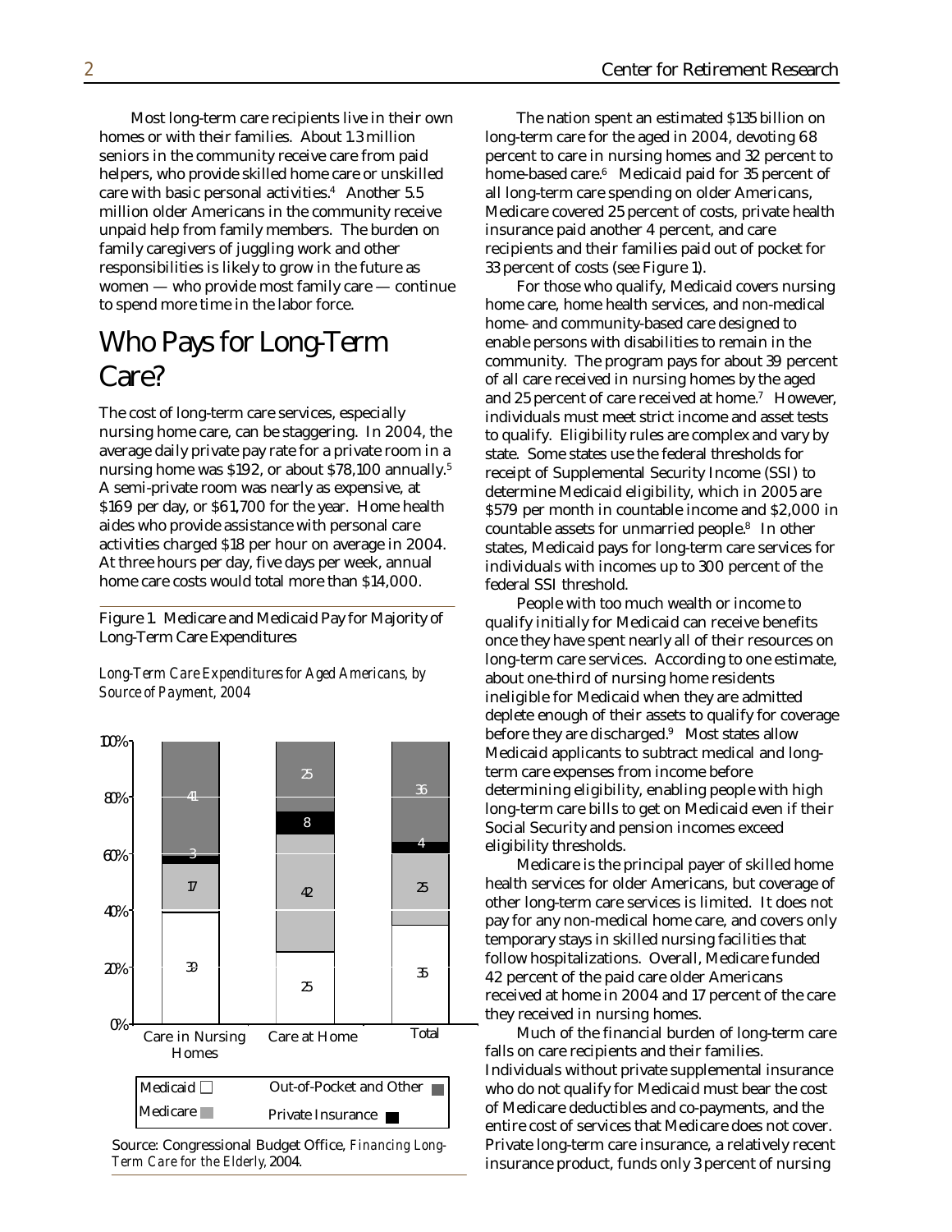Most long-term care recipients live in their own homes or with their families. About 1.3 million seniors in the community receive care from paid helpers, who provide skilled home care or unskilled care with basic personal activities.[4] Another 5.5 million older Americans in the community receive unpaid help from family members. The burden on family caregivers of juggling work and other responsibilities is likely to grow in the future as women — who provide most family care — continue to spend more time in the labor force.

## Who Pays for Long-Term Care?

The cost of long-term care services, especially nursing home care, can be staggering. In 2004, the average daily private pay rate for a private room in a nursing home was $192, or about $78,100 annually.[5] A semi-private room was nearly as expensive, at $169 per day, or $61,700 for the year. Home health aides who provide assistance with personal care activities charged $18 per hour on average in 2004. At three hours per day, five days per week, annual home care costs would total more than $14,000.

Figure 1. Medicare and Medicaid Pay for Majority of Long-Term Care Expenditures

*Long-Term Care Expenditures for Aged Americans, by Source of Payment, 2004*

| | Care in Nursing Homes | Care at Home | Total |
|---|---|---|---|
| Medicaid | 39 | 25 | 35 |
| Medicare | 17 | 42 | 25 |
| Private Insurance | 3 | 8 | 4 |
| Out-of-Pocket and Other | 41 | 25 | 36 |

Source: Congressional Budget Office, *Financing Long-Term Care for the Elderly*, 2004.

The nation spent an estimated $135 billion on long-term care for the aged in 2004, devoting 68 percent to care in nursing homes and 32 percent to home-based care.[6] Medicaid paid for 35 percent of all long-term care spending on older Americans, Medicare covered 25 percent of costs, private health insurance paid another 4 percent, and care recipients and their families paid out of pocket for 33 percent of costs (see Figure 1).

For those who qualify, Medicaid covers nursing home care, home health services, and non-medical home- and community-based care designed to enable persons with disabilities to remain in the community. The program pays for about 39 percent of all care received in nursing homes by the aged and 25 percent of care received at home.[7] However, individuals must meet strict income and asset tests to qualify. Eligibility rules are complex and vary by state. Some states use the federal thresholds for receipt of Supplemental Security Income (SSI) to determine Medicaid eligibility, which in 2005 are $579 per month in countable income and $2,000 in countable assets for unmarried people.[8] In other states, Medicaid pays for long-term care services for individuals with incomes up to 300 percent of the federal SSI threshold.

People with too much wealth or income to qualify initially for Medicaid can receive benefits once they have spent nearly all of their resources on long-term care services. According to one estimate, about one-third of nursing home residents ineligible for Medicaid when they are admitted deplete enough of their assets to qualify for coverage before they are discharged.[9] Most states allow Medicaid applicants to subtract medical and long-term care expenses from income before determining eligibility, enabling people with high long-term care bills to get on Medicaid even if their Social Security and pension incomes exceed eligibility thresholds.

Medicare is the principal payer of skilled home health services for older Americans, but coverage of other long-term care services is limited. It does not pay for any non-medical home care, and covers only temporary stays in skilled nursing facilities that follow hospitalizations. Overall, Medicare funded 42 percent of the paid care older Americans received at home in 2004 and 17 percent of the care they received in nursing homes.

Much of the financial burden of long-term care falls on care recipients and their families. Individuals without private supplemental insurance who do not qualify for Medicaid must bear the cost of Medicare deductibles and co-payments, and the entire cost of services that Medicare does not cover. Private long-term care insurance, a relatively recent insurance product, funds only 3 percent of nursing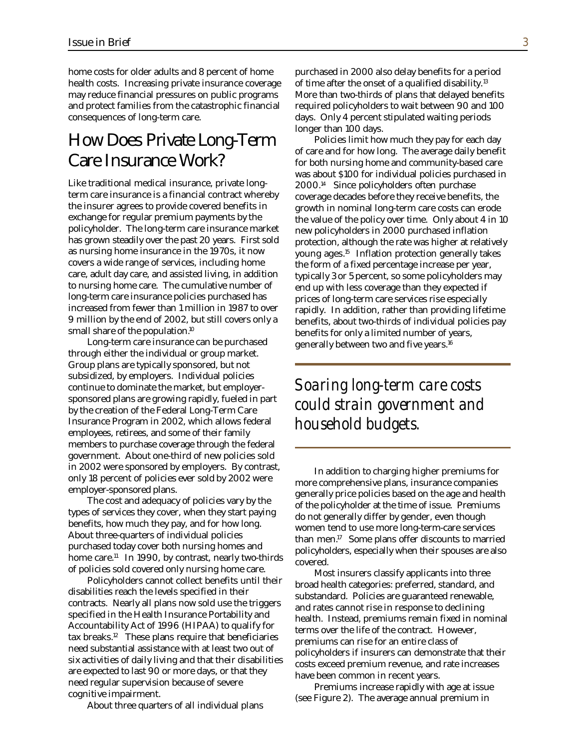home costs for older adults and 8 percent of home health costs. Increasing private insurance coverage may reduce financial pressures on public programs and protect families from the catastrophic financial consequences of long-term care.

## How Does Private Long-Term Care Insurance Work?

Like traditional medical insurance, private long-term care insurance is a financial contract whereby the insurer agrees to provide covered benefits in exchange for regular premium payments by the policyholder. The long-term care insurance market has grown steadily over the past 20 years. First sold as nursing home insurance in the 1970s, it now covers a wide range of services, including home care, adult day care, and assisted living, in addition to nursing home care. The cumulative number of long-term care insurance policies purchased has increased from fewer than 1 million in 1987 to over 9 million by the end of 2002, but still covers only a small share of the population.[10]

Long-term care insurance can be purchased through either the individual or group market. Group plans are typically sponsored, but not subsidized, by employers. Individual policies continue to dominate the market, but employer-sponsored plans are growing rapidly, fueled in part by the creation of the Federal Long-Term Care Insurance Program in 2002, which allows federal employees, retirees, and some of their family members to purchase coverage through the federal government. About one-third of new policies sold in 2002 were sponsored by employers. By contrast, only 18 percent of policies ever sold by 2002 were employer-sponsored plans.

The cost and adequacy of policies vary by the types of services they cover, when they start paying benefits, how much they pay, and for how long. About three-quarters of individual policies purchased today cover both nursing homes and home care.[11] In 1990, by contrast, nearly two-thirds of policies sold covered only nursing home care.

Policyholders cannot collect benefits until their disabilities reach the levels specified in their contracts. Nearly all plans now sold use the triggers specified in the Health Insurance Portability and Accountability Act of 1996 (HIPAA) to qualify for tax breaks.[12] These plans require that beneficiaries need substantial assistance with at least two out of six activities of daily living and that their disabilities are expected to last 90 or more days, or that they need regular supervision because of severe cognitive impairment.

About three quarters of all individual plans purchased in 2000 also delay benefits for a period of time after the onset of a qualified disability.[13] More than two-thirds of plans that delayed benefits required policyholders to wait between 90 and 100 days. Only 4 percent stipulated waiting periods longer than 100 days.

Policies limit how much they pay for each day of care and for how long. The average daily benefit for both nursing home and community-based care was about $100 for individual policies purchased in 2000.[14] Since policyholders often purchase coverage decades before they receive benefits, the growth in nominal long-term care costs can erode the value of the policy over time. Only about 4 in 10 new policyholders in 2000 purchased inflation protection, although the rate was higher at relatively young ages.[15] Inflation protection generally takes the form of a fixed percentage increase per year, typically 3 or 5 percent, so some policyholders may end up with less coverage than they expected if prices of long-term care services rise especially rapidly. In addition, rather than providing lifetime benefits, about two-thirds of individual policies pay benefits for only a limited number of years, generally between two and five years.[16]

*Soaring long-term care costs could strain government and household budgets.*

In addition to charging higher premiums for more comprehensive plans, insurance companies generally price policies based on the age and health of the policyholder at the time of issue. Premiums do not generally differ by gender, even though women tend to use more long-term-care services than men.[17] Some plans offer discounts to married policyholders, especially when their spouses are also covered.

Most insurers classify applicants into three broad health categories: preferred, standard, and substandard. Policies are guaranteed renewable, and rates cannot rise in response to declining health. Instead, premiums remain fixed in nominal terms over the life of the contract. However, premiums can rise for an entire class of policyholders if insurers can demonstrate that their costs exceed premium revenue, and rate increases have been common in recent years.

Premiums increase rapidly with age at issue (see Figure 2). The average annual premium in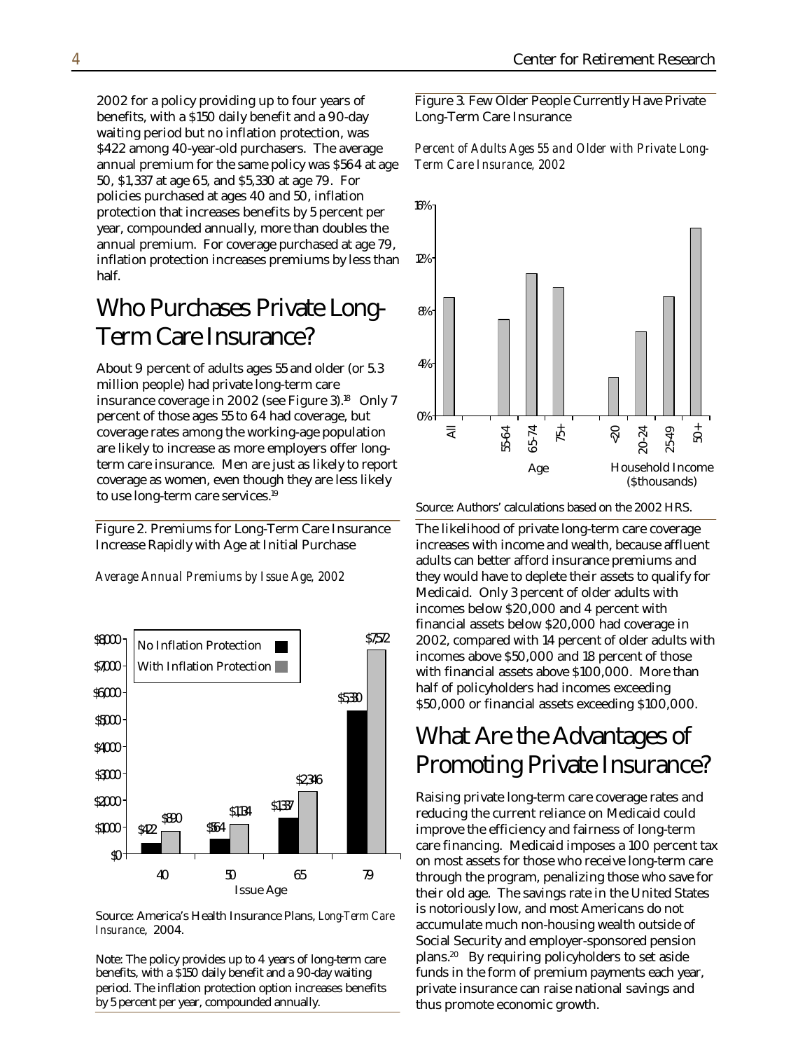2002 for a policy providing up to four years of benefits, with a $150 daily benefit and a 90-day waiting period but no inflation protection, was $422 among 40-year-old purchasers. The average annual premium for the same policy was $564 at age 50, $1,337 at age 65, and $5,330 at age 79. For policies purchased at ages 40 and 50, inflation protection that increases benefits by 5 percent per year, compounded annually, more than doubles the annual premium. For coverage purchased at age 79, inflation protection increases premiums by less than half.

## Who Purchases Private Long-Term Care Insurance?

About 9 percent of adults ages 55 and older (or 5.3 million people) had private long-term care insurance coverage in 2002 (see Figure 3).[18] Only 7 percent of those ages 55 to 64 had coverage, but coverage rates among the working-age population are likely to increase as more employers offer long-term care insurance. Men are just as likely to report coverage as women, even though they are less likely to use long-term care services.[19]

Figure 2. Premiums for Long-Term Care Insurance Increase Rapidly with Age at Initial Purchase

*Average Annual Premiums by Issue Age, 2002*

| Issue Age | No Inflation Protection | With Inflation Protection |
|---|---|---|
| 40 | $422 | $890 |
| 50 | $564 | $1,134 |
| 65 | $1,337 | $2,346 |
| 79 | $5,330 | $7,572 |

Source: America's Health Insurance Plans, *Long-Term Care Insurance*, 2004.

Note: The policy provides up to 4 years of long-term care benefits, with a $150 daily benefit and a 90-day waiting period. The inflation protection option increases benefits by 5 percent per year, compounded annually.

Figure 3. Few Older People Currently Have Private Long-Term Care Insurance

*Percent of Adults Ages 55 and Older with Private Long-Term Care Insurance, 2002*

Source: Authors' calculations based on the 2002 HRS.

The likelihood of private long-term care coverage increases with income and wealth, because affluent adults can better afford insurance premiums and they would have to deplete their assets to qualify for Medicaid. Only 3 percent of older adults with incomes below $20,000 and 4 percent with financial assets below $20,000 had coverage in 2002, compared with 14 percent of older adults with incomes above $50,000 and 18 percent of those with financial assets above $100,000. More than half of policyholders had incomes exceeding $50,000 or financial assets exceeding $100,000.

## What Are the Advantages of Promoting Private Insurance?

Raising private long-term care coverage rates and reducing the current reliance on Medicaid could improve the efficiency and fairness of long-term care financing. Medicaid imposes a 100 percent tax on most assets for those who receive long-term care through the program, penalizing those who save for their old age. The savings rate in the United States is notoriously low, and most Americans do not accumulate much non-housing wealth outside of Social Security and employer-sponsored pension plans.[20] By requiring policyholders to set aside funds in the form of premium payments each year, private insurance can raise national savings and thus promote economic growth.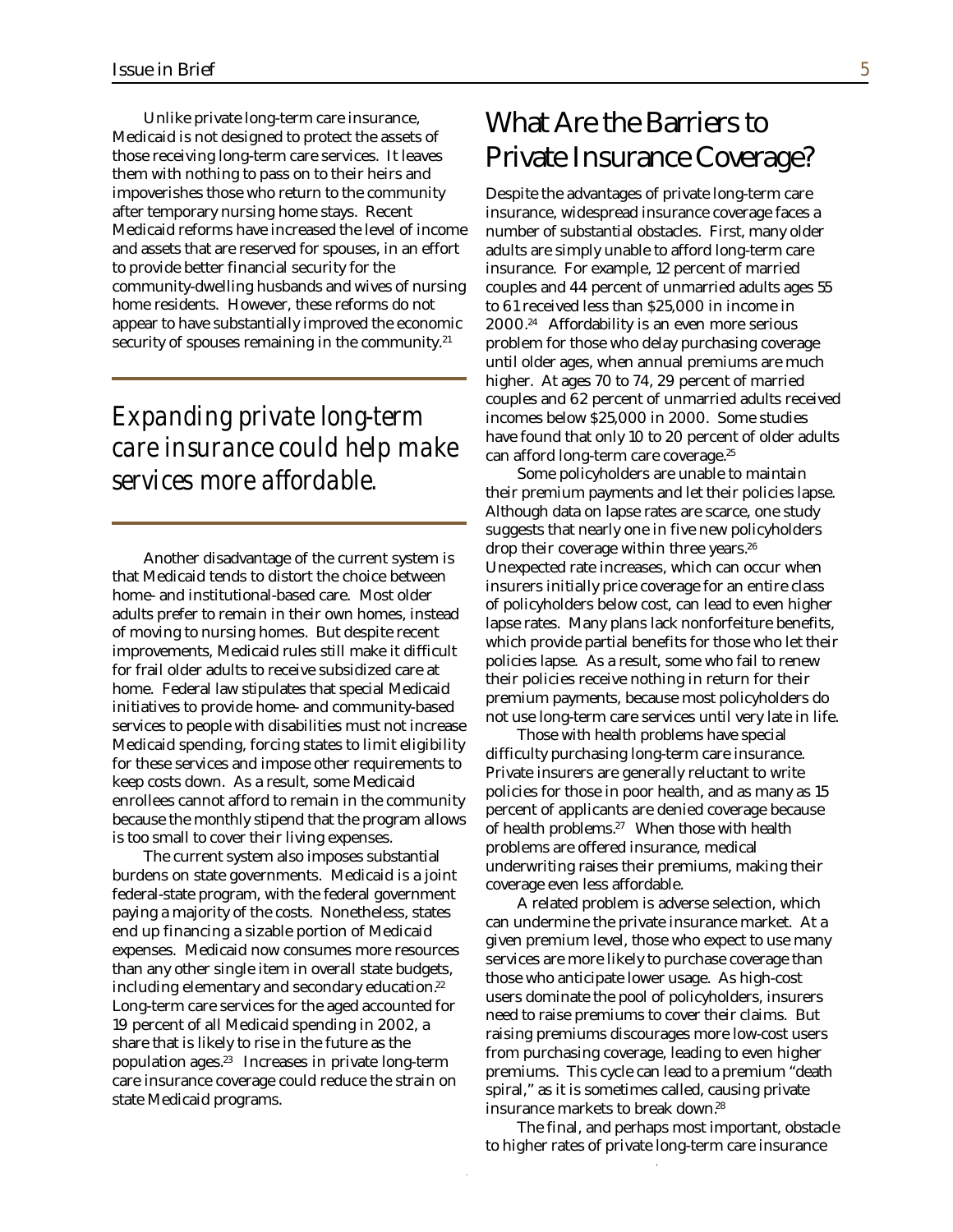Unlike private long-term care insurance, Medicaid is not designed to protect the assets of those receiving long-term care services. It leaves them with nothing to pass on to their heirs and impoverishes those who return to the community after temporary nursing home stays. Recent Medicaid reforms have increased the level of income and assets that are reserved for spouses, in an effort to provide better financial security for the community-dwelling husbands and wives of nursing home residents. However, these reforms do not appear to have substantially improved the economic security of spouses remaining in the community.[21]

*Expanding private long-term care insurance could help make services more affordable.*

Another disadvantage of the current system is that Medicaid tends to distort the choice between home- and institutional-based care. Most older adults prefer to remain in their own homes, instead of moving to nursing homes. But despite recent improvements, Medicaid rules still make it difficult for frail older adults to receive subsidized care at home. Federal law stipulates that special Medicaid initiatives to provide home- and community-based services to people with disabilities must not increase Medicaid spending, forcing states to limit eligibility for these services and impose other requirements to keep costs down. As a result, some Medicaid enrollees cannot afford to remain in the community because the monthly stipend that the program allows is too small to cover their living expenses.

The current system also imposes substantial burdens on state governments. Medicaid is a joint federal-state program, with the federal government paying a majority of the costs. Nonetheless, states end up financing a sizable portion of Medicaid expenses. Medicaid now consumes more resources than any other single item in overall state budgets, including elementary and secondary education.[22] Long-term care services for the aged accounted for 19 percent of all Medicaid spending in 2002, a share that is likely to rise in the future as the population ages.[23] Increases in private long-term care insurance coverage could reduce the strain on state Medicaid programs.

## What Are the Barriers to Private Insurance Coverage?

Despite the advantages of private long-term care insurance, widespread insurance coverage faces a number of substantial obstacles. First, many older adults are simply unable to afford long-term care insurance. For example, 12 percent of married couples and 44 percent of unmarried adults ages 55 to 61 received less than $25,000 in income in 2000.[24] Affordability is an even more serious problem for those who delay purchasing coverage until older ages, when annual premiums are much higher. At ages 70 to 74, 29 percent of married couples and 62 percent of unmarried adults received incomes below $25,000 in 2000. Some studies have found that only 10 to 20 percent of older adults can afford long-term care coverage.[25]

Some policyholders are unable to maintain their premium payments and let their policies lapse. Although data on lapse rates are scarce, one study suggests that nearly one in five new policyholders drop their coverage within three years.[26] Unexpected rate increases, which can occur when insurers initially price coverage for an entire class of policyholders below cost, can lead to even higher lapse rates. Many plans lack nonforfeiture benefits, which provide partial benefits for those who let their policies lapse. As a result, some who fail to renew their policies receive nothing in return for their premium payments, because most policyholders do not use long-term care services until very late in life.

Those with health problems have special difficulty purchasing long-term care insurance. Private insurers are generally reluctant to write policies for those in poor health, and as many as 15 percent of applicants are denied coverage because of health problems.[27] When those with health problems are offered insurance, medical underwriting raises their premiums, making their coverage even less affordable.

A related problem is adverse selection, which can undermine the private insurance market. At a given premium level, those who expect to use many services are more likely to purchase coverage than those who anticipate lower usage. As high-cost users dominate the pool of policyholders, insurers need to raise premiums to cover their claims. But raising premiums discourages more low-cost users from purchasing coverage, leading to even higher premiums. This cycle can lead to a premium "death spiral," as it is sometimes called, causing private insurance markets to break down.[28]

The final, and perhaps most important, obstacle to higher rates of private long-term care insurance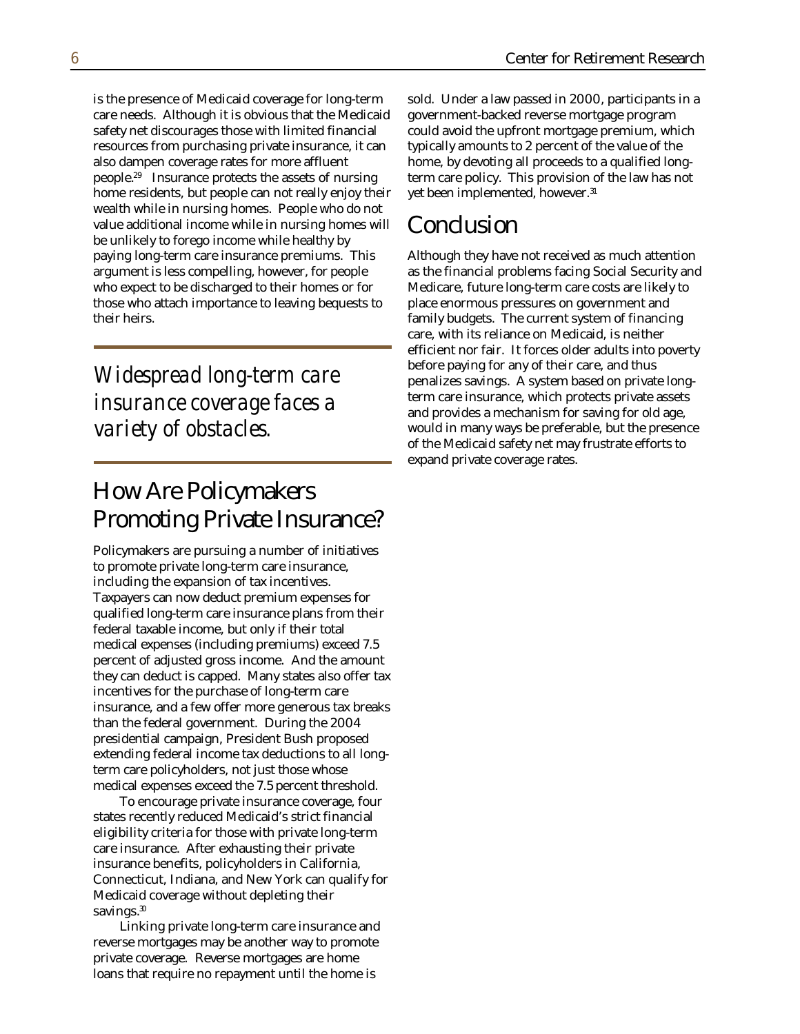is the presence of Medicaid coverage for long-term care needs. Although it is obvious that the Medicaid safety net discourages those with limited financial resources from purchasing private insurance, it can also dampen coverage rates for more affluent people.[29] Insurance protects the assets of nursing home residents, but people can not really enjoy their wealth while in nursing homes. People who do not value additional income while in nursing homes will be unlikely to forego income while healthy by paying long-term care insurance premiums. This argument is less compelling, however, for people who expect to be discharged to their homes or for those who attach importance to leaving bequests to their heirs.

*Widespread long-term care insurance coverage faces a variety of obstacles.*

## How Are Policymakers Promoting Private Insurance?

Policymakers are pursuing a number of initiatives to promote private long-term care insurance, including the expansion of tax incentives. Taxpayers can now deduct premium expenses for qualified long-term care insurance plans from their federal taxable income, but only if their total medical expenses (including premiums) exceed 7.5 percent of adjusted gross income. And the amount they can deduct is capped. Many states also offer tax incentives for the purchase of long-term care insurance, and a few offer more generous tax breaks than the federal government. During the 2004 presidential campaign, President Bush proposed extending federal income tax deductions to all long-term care policyholders, not just those whose medical expenses exceed the 7.5 percent threshold.

To encourage private insurance coverage, four states recently reduced Medicaid's strict financial eligibility criteria for those with private long-term care insurance. After exhausting their private insurance benefits, policyholders in California, Connecticut, Indiana, and New York can qualify for Medicaid coverage without depleting their savings.[30]

Linking private long-term care insurance and reverse mortgages may be another way to promote private coverage. Reverse mortgages are home loans that require no repayment until the home is sold. Under a law passed in 2000, participants in a government-backed reverse mortgage program could avoid the upfront mortgage premium, which typically amounts to 2 percent of the value of the home, by devoting all proceeds to a qualified long-term care policy. This provision of the law has not yet been implemented, however.[31]

## Conclusion

Although they have not received as much attention as the financial problems facing Social Security and Medicare, future long-term care costs are likely to place enormous pressures on government and family budgets. The current system of financing care, with its reliance on Medicaid, is neither efficient nor fair. It forces older adults into poverty before paying for any of their care, and thus penalizes savings. A system based on private long-term care insurance, which protects private assets and provides a mechanism for saving for old age, would in many ways be preferable, but the presence of the Medicaid safety net may frustrate efforts to expand private coverage rates.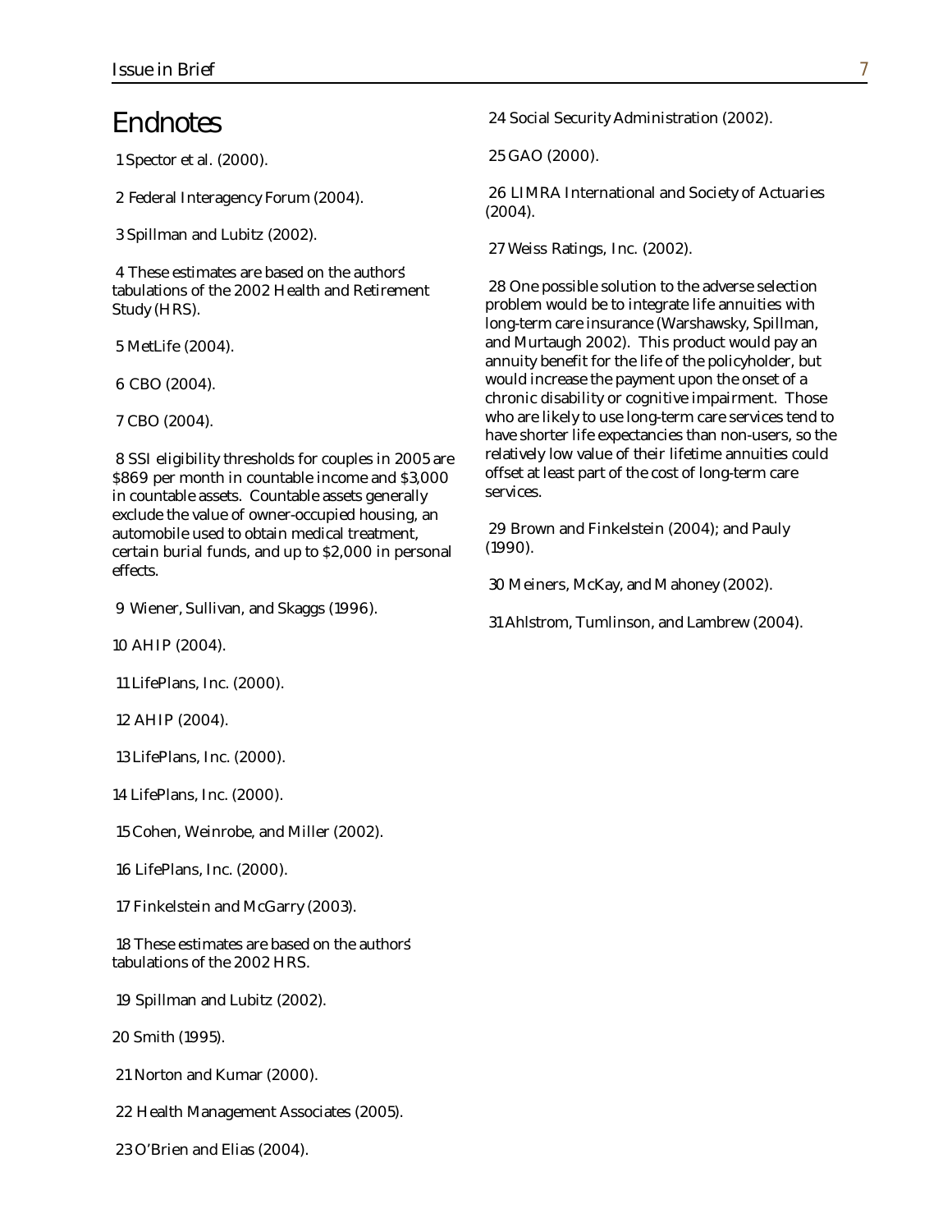# Endnotes

1 Spector et al. (2000).

2 Federal Interagency Forum (2004).

3 Spillman and Lubitz (2002).

4 These estimates are based on the authors' tabulations of the 2002 Health and Retirement Study (HRS).

5 MetLife (2004).

6 CBO (2004).

7 CBO (2004).

8 SSI eligibility thresholds for couples in 2005 are $869 per month in countable income and $3,000 in countable assets. Countable assets generally exclude the value of owner-occupied housing, an automobile used to obtain medical treatment, certain burial funds, and up to $2,000 in personal effects.

9 Wiener, Sullivan, and Skaggs (1996).

10 AHIP (2004).

11 LifePlans, Inc. (2000).

12 AHIP (2004).

13 LifePlans, Inc. (2000).

14 LifePlans, Inc. (2000).

15 Cohen, Weinrobe, and Miller (2002).

16 LifePlans, Inc. (2000).

17 Finkelstein and McGarry (2003).

18 These estimates are based on the authors' tabulations of the 2002 HRS.

19 Spillman and Lubitz (2002).

20 Smith (1995).

21 Norton and Kumar (2000).

22 Health Management Associates (2005).

23 O'Brien and Elias (2004).

24 Social Security Administration (2002).

25 GAO (2000).

26 LIMRA International and Society of Actuaries (2004).

27 Weiss Ratings, Inc. (2002).

28 One possible solution to the adverse selection problem would be to integrate life annuities with long-term care insurance (Warshawsky, Spillman, and Murtaugh 2002). This product would pay an annuity benefit for the life of the policyholder, but would increase the payment upon the onset of a chronic disability or cognitive impairment. Those who are likely to use long-term care services tend to have shorter life expectancies than non-users, so the relatively low value of their lifetime annuities could offset at least part of the cost of long-term care services.

29 Brown and Finkelstein (2004); and Pauly (1990).

30 Meiners, McKay, and Mahoney (2002).

31 Ahlstrom, Tumlinson, and Lambrew (2004).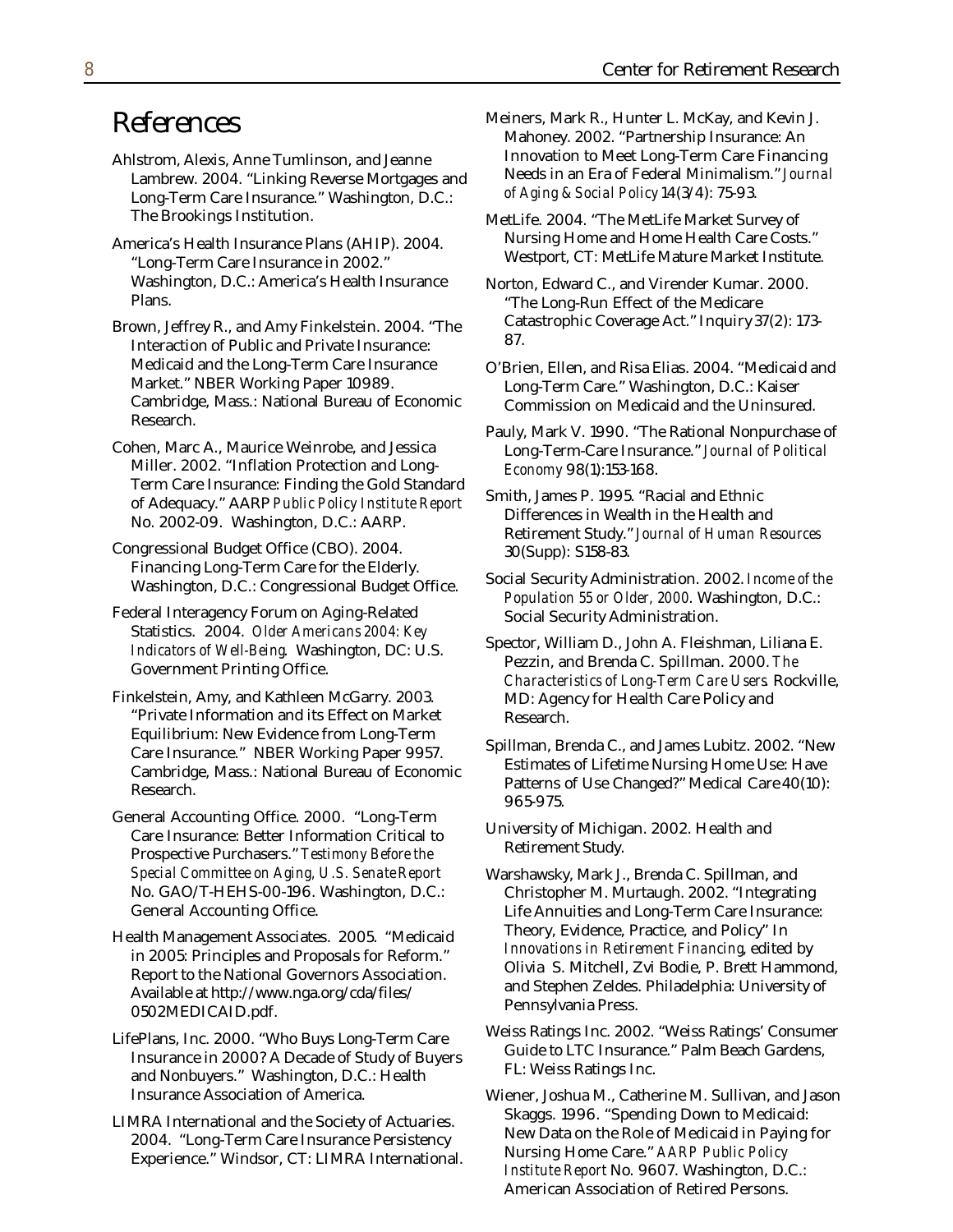# References

Ahlstrom, Alexis, Anne Tumlinson, and Jeanne Lambrew. 2004. "Linking Reverse Mortgages and Long-Term Care Insurance." Washington, D.C.: The Brookings Institution.

America's Health Insurance Plans (AHIP). 2004. "Long-Term Care Insurance in 2002." Washington, D.C.: America's Health Insurance Plans.

Brown, Jeffrey R., and Amy Finkelstein. 2004. "The Interaction of Public and Private Insurance: Medicaid and the Long-Term Care Insurance Market." NBER Working Paper 10989. Cambridge, Mass.: National Bureau of Economic Research.

Cohen, Marc A., Maurice Weinrobe, and Jessica Miller. 2002. "Inflation Protection and Long-Term Care Insurance: Finding the Gold Standard of Adequacy." AARP *Public Policy Institute Report* No. 2002-09. Washington, D.C.: AARP.

Congressional Budget Office (CBO). 2004. Financing Long-Term Care for the Elderly. Washington, D.C.: Congressional Budget Office.

Federal Interagency Forum on Aging-Related Statistics. 2004. *Older Americans 2004: Key Indicators of Well-Being*. Washington, DC: U.S. Government Printing Office.

Finkelstein, Amy, and Kathleen McGarry. 2003. "Private Information and its Effect on Market Equilibrium: New Evidence from Long-Term Care Insurance." NBER Working Paper 9957. Cambridge, Mass.: National Bureau of Economic Research.

General Accounting Office. 2000. "Long-Term Care Insurance: Better Information Critical to Prospective Purchasers." *Testimony Before the Special Committee on Aging, U.S. Senate Report* No. GAO/T-HEHS-00-196. Washington, D.C.: General Accounting Office.

Health Management Associates. 2005. "Medicaid in 2005: Principles and Proposals for Reform." Report to the National Governors Association. Available at http://www.nga.org/cda/files/0502MEDICAID.pdf.

LifePlans, Inc. 2000. "Who Buys Long-Term Care Insurance in 2000? A Decade of Study of Buyers and Nonbuyers." Washington, D.C.: Health Insurance Association of America.

LIMRA International and the Society of Actuaries. 2004. "Long-Term Care Insurance Persistency Experience." Windsor, CT: LIMRA International.

Meiners, Mark R., Hunter L. McKay, and Kevin J. Mahoney. 2002. "Partnership Insurance: An Innovation to Meet Long-Term Care Financing Needs in an Era of Federal Minimalism." *Journal of Aging & Social Policy* 14(3/4): 75-93.

MetLife. 2004. "The MetLife Market Survey of Nursing Home and Home Health Care Costs." Westport, CT: MetLife Mature Market Institute.

Norton, Edward C., and Virender Kumar. 2000. "The Long-Run Effect of the Medicare Catastrophic Coverage Act." Inquiry 37(2): 173-87.

O'Brien, Ellen, and Risa Elias. 2004. "Medicaid and Long-Term Care." Washington, D.C.: Kaiser Commission on Medicaid and the Uninsured.

Pauly, Mark V. 1990. "The Rational Nonpurchase of Long-Term-Care Insurance." *Journal of Political Economy* 98(1):153-168.

Smith, James P. 1995. "Racial and Ethnic Differences in Wealth in the Health and Retirement Study." *Journal of Human Resources* 30(Supp): S158-83.

Social Security Administration. 2002. *Income of the Population 55 or Older, 2000*. Washington, D.C.: Social Security Administration.

Spector, William D., John A. Fleishman, Liliana E. Pezzin, and Brenda C. Spillman. 2000. *The Characteristics of Long-Term Care Users*. Rockville, MD: Agency for Health Care Policy and Research.

Spillman, Brenda C., and James Lubitz. 2002. "New Estimates of Lifetime Nursing Home Use: Have Patterns of Use Changed?" Medical Care 40(10): 965-975.

University of Michigan. 2002. Health and Retirement Study.

Warshawsky, Mark J., Brenda C. Spillman, and Christopher M. Murtaugh. 2002. "Integrating Life Annuities and Long-Term Care Insurance: Theory, Evidence, Practice, and Policy" In *Innovations in Retirement Financing*, edited by Olivia S. Mitchell, Zvi Bodie, P. Brett Hammond, and Stephen Zeldes. Philadelphia: University of Pennsylvania Press.

Weiss Ratings Inc. 2002. "Weiss Ratings' Consumer Guide to LTC Insurance." Palm Beach Gardens, FL: Weiss Ratings Inc.

Wiener, Joshua M., Catherine M. Sullivan, and Jason Skaggs. 1996. "Spending Down to Medicaid: New Data on the Role of Medicaid in Paying for Nursing Home Care." *AARP Public Policy Institute Report* No. 9607. Washington, D.C.: American Association of Retired Persons.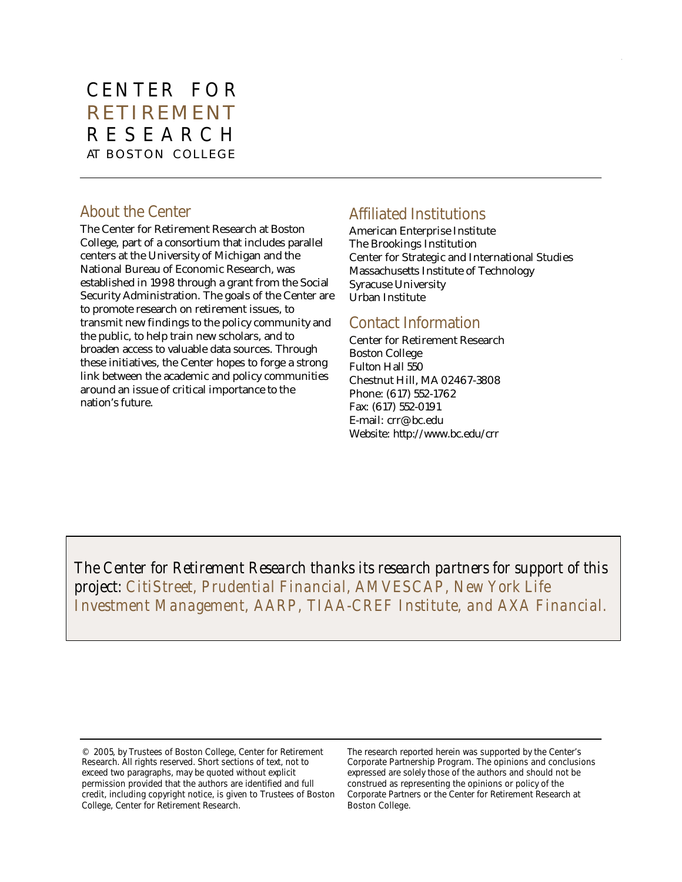# CENTER FOR RETIREMENT RESEARCH AT BOSTON COLLEGE

## About the Center

The Center for Retirement Research at Boston College, part of a consortium that includes parallel centers at the University of Michigan and the National Bureau of Economic Research, was established in 1998 through a grant from the Social Security Administration. The goals of the Center are to promote research on retirement issues, to transmit new findings to the policy community and the public, to help train new scholars, and to broaden access to valuable data sources. Through these initiatives, the Center hopes to forge a strong link between the academic and policy communities around an issue of critical importance to the nation's future.

## Affiliated Institutions

American Enterprise Institute
The Brookings Institution
Center for Strategic and International Studies
Massachusetts Institute of Technology
Syracuse University
Urban Institute

## Contact Information

Center for Retirement Research
Boston College
Fulton Hall 550
Chestnut Hill, MA 02467-3808
Phone: (617) 552-1762
Fax: (617) 552-0191
E-mail: crr@bc.edu
Website: http://www.bc.edu/crr

*The Center for Retirement Research thanks its research partners for support of this project: CitiStreet, Prudential Financial, AMVESCAP, New York Life Investment Management, AARP, TIAA-CREF Institute, and AXA Financial.*

© 2005, by Trustees of Boston College, Center for Retirement Research. All rights reserved. Short sections of text, not to exceed two paragraphs, may be quoted without explicit permission provided that the authors are identified and full credit, including copyright notice, is given to Trustees of Boston College, Center for Retirement Research.

The research reported herein was supported by the Center's Corporate Partnership Program. The opinions and conclusions expressed are solely those of the authors and should not be construed as representing the opinions or policy of the Corporate Partners or the Center for Retirement Research at Boston College.